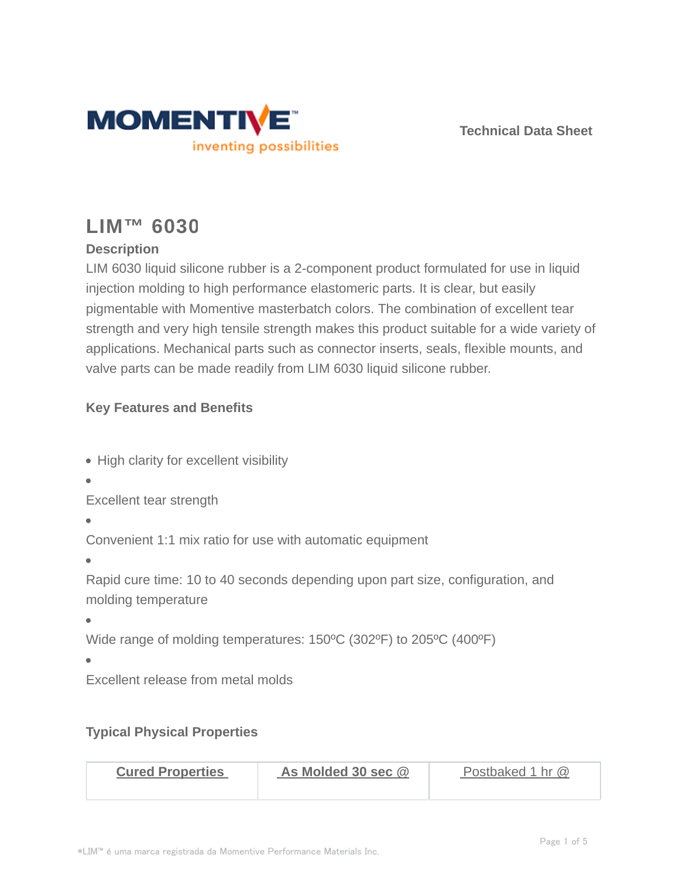Technical Data Sheet

# LIM™ 6030

## Description

LIM 6030 liquid silicone rubber is a 2-component product formulated for use in liquid injection molding to high performance elastomeric parts. It is clear, but easily pigmentable with Momentive masterbatch colors. The combination of excellent tear strength and very high tensile strength makes this product suitable for a wide variety of applications. Mechanical parts such as connector inserts, seals, flexible mounts, and valve parts can be made readily from LIM 6030 liquid silicone rubber.

## Key Features and Benefits

- High clarity for excellent visibility
- Excellent tear strength
- Convenient 1:1 mix ratio for use with automatic equipment
- Rapid cure time: 10 to 40 seconds depending upon part size, configuration, and molding temperature
- Wide range of molding temperatures: 150ºC (302ºF) to 205ºC (400ºF)
- Excellent release from metal molds

## Typical Physical Properties

| Cured Properties | As Molded 30 sec @ | Postbaked 1 hr @ |
| --- | --- | --- |

*LIM™ é uma marca registrada da Momentive Performance Materials Inc.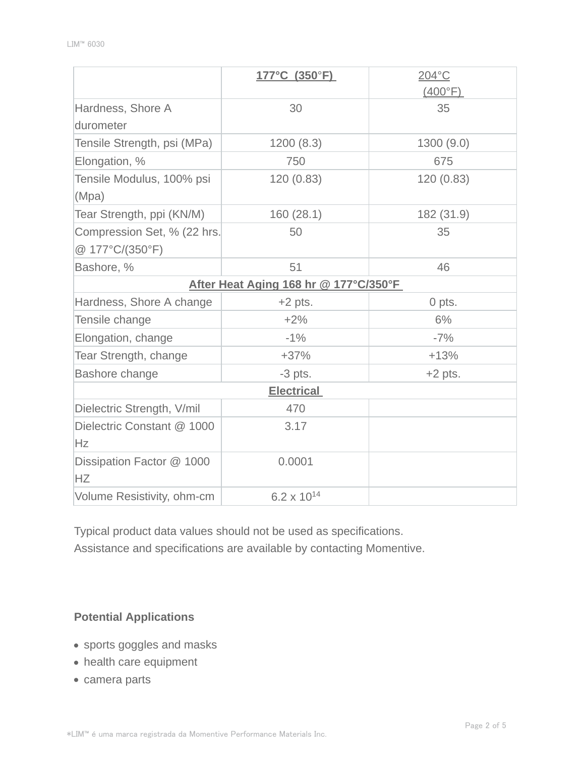| | 177°C (350°F) | 204°C (400°F) |
|---|---|---|
| Hardness, Shore A durometer | 30 | 35 |
| Tensile Strength, psi (MPa) | 1200 (8.3) | 1300 (9.0) |
| Elongation, % | 750 | 675 |
| Tensile Modulus, 100% psi (Mpa) | 120 (0.83) | 120 (0.83) |
| Tear Strength, ppi (KN/M) | 160 (28.1) | 182 (31.9) |
| Compression Set, % (22 hrs. @ 177°C/(350°F) | 50 | 35 |
| Bashore, % | 51 | 46 |
| **After Heat Aging 168 hr @ 177°C/350°F** | | |
| Hardness, Shore A change | +2 pts. | 0 pts. |
| Tensile change | +2% | 6% |
| Elongation, change | -1% | -7% |
| Tear Strength, change | +37% | +13% |
| Bashore change | -3 pts. | +2 pts. |
| **Electrical** | | |
| Dielectric Strength, V/mil | 470 | |
| Dielectric Constant @ 1000 Hz | 3.17 | |
| Dissipation Factor @ 1000 HZ | 0.0001 | |
| Volume Resistivity, ohm-cm | $6.2 \times 10^{14}$ | |

Typical product data values should not be used as specifications.
Assistance and specifications are available by contacting Momentive.

**Potential Applications**

- sports goggles and masks
- health care equipment
- camera parts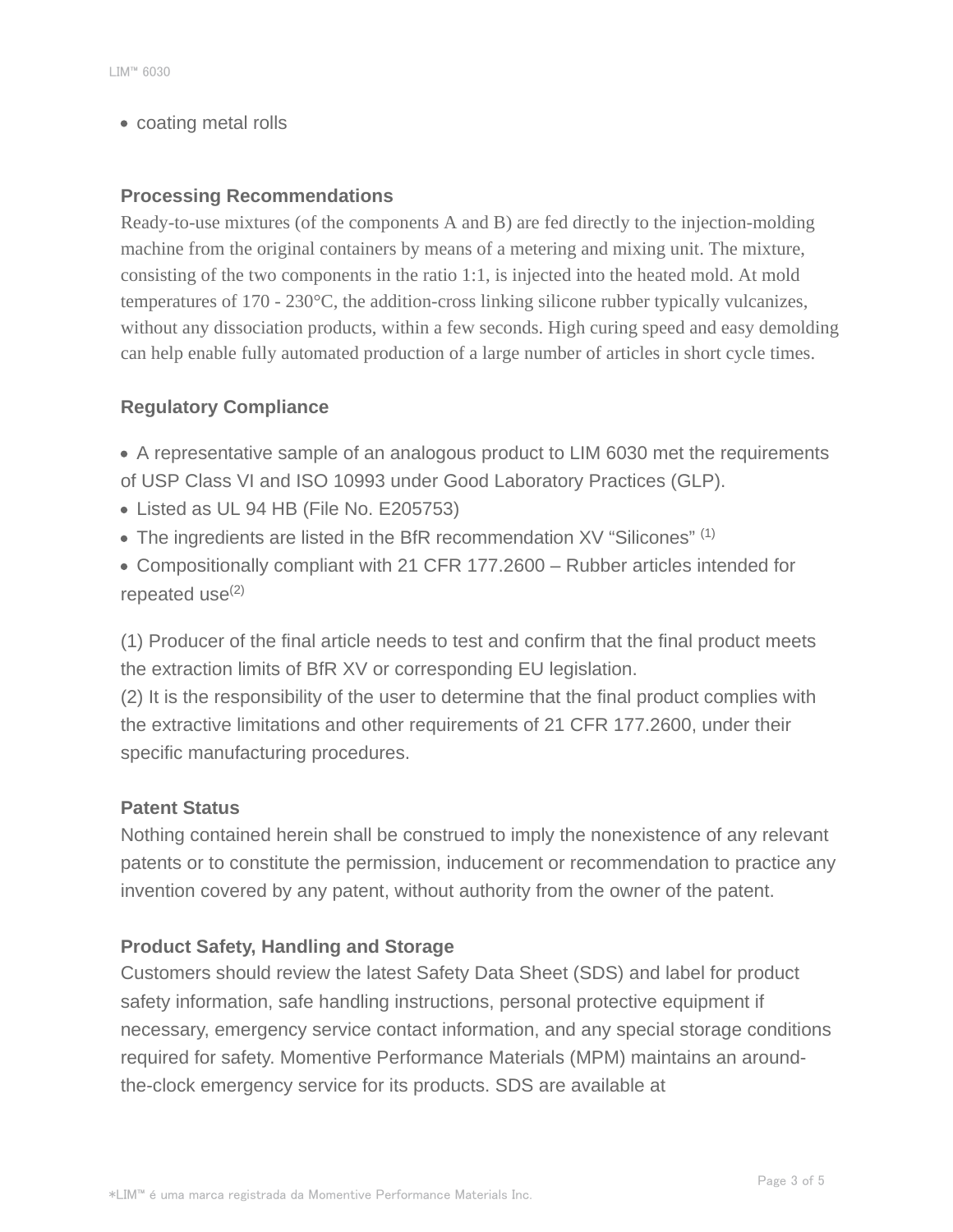- coating metal rolls

## Processing Recommendations

Ready-to-use mixtures (of the components A and B) are fed directly to the injection-molding machine from the original containers by means of a metering and mixing unit. The mixture, consisting of the two components in the ratio 1:1, is injected into the heated mold. At mold temperatures of 170 - 230°C, the addition-cross linking silicone rubber typically vulcanizes, without any dissociation products, within a few seconds. High curing speed and easy demolding can help enable fully automated production of a large number of articles in short cycle times.

## Regulatory Compliance

- A representative sample of an analogous product to LIM 6030 met the requirements of USP Class VI and ISO 10993 under Good Laboratory Practices (GLP).
- Listed as UL 94 HB (File No. E205753)
- The ingredients are listed in the BfR recommendation XV “Silicones” (1)
- Compositionally compliant with 21 CFR 177.2600 – Rubber articles intended for repeated use(2)

(1) Producer of the final article needs to test and confirm that the final product meets the extraction limits of BfR XV or corresponding EU legislation.
(2) It is the responsibility of the user to determine that the final product complies with the extractive limitations and other requirements of 21 CFR 177.2600, under their specific manufacturing procedures.

## Patent Status

Nothing contained herein shall be construed to imply the nonexistence of any relevant patents or to constitute the permission, inducement or recommendation to practice any invention covered by any patent, without authority from the owner of the patent.

## Product Safety, Handling and Storage

Customers should review the latest Safety Data Sheet (SDS) and label for product safety information, safe handling instructions, personal protective equipment if necessary, emergency service contact information, and any special storage conditions required for safety. Momentive Performance Materials (MPM) maintains an around-the-clock emergency service for its products. SDS are available at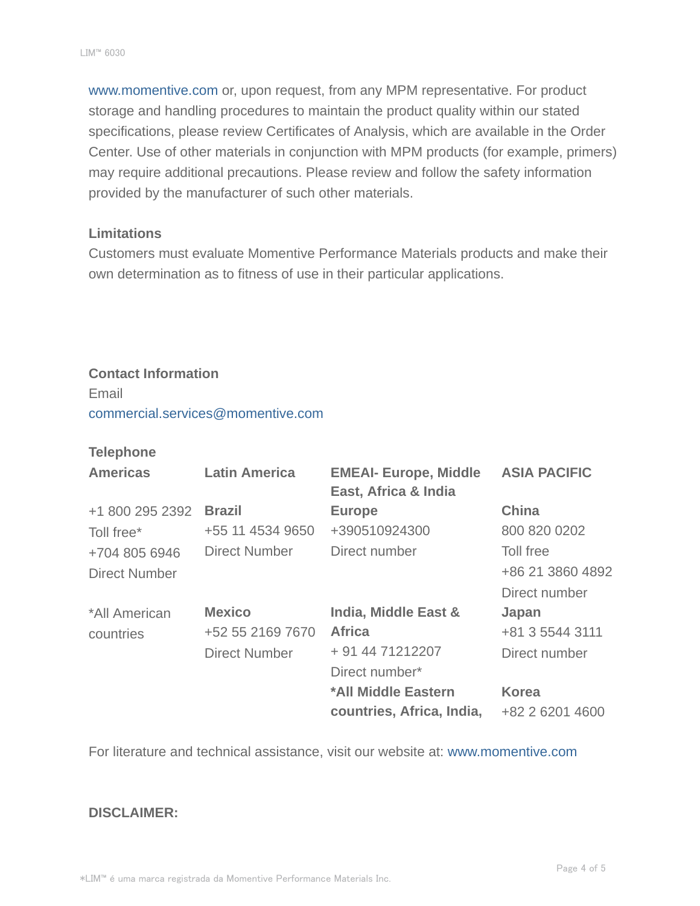www.momentive.com or, upon request, from any MPM representative. For product storage and handling procedures to maintain the product quality within our stated specifications, please review Certificates of Analysis, which are available in the Order Center. Use of other materials in conjunction with MPM products (for example, primers) may require additional precautions. Please review and follow the safety information provided by the manufacturer of such other materials.

### Limitations

Customers must evaluate Momentive Performance Materials products and make their own determination as to fitness of use in their particular applications.

### Contact Information

Email

commercial.services@momentive.com

**Telephone**

| **Americas** | **Latin America** | **EMEAI- Europe, Middle East, Africa & India** | **ASIA PACIFIC** |
|---|---|---|---|
| +1 800 295 2392<br>Toll free*<br>+704 805 6946<br>Direct Number | **Brazil**<br>+55 11 4534 9650<br>Direct Number | **Europe**<br>+390510924300<br>Direct number | **China**<br>800 820 0202<br>Toll free<br>+86 21 3860 4892<br>Direct number |
| *All American countries | **Mexico**<br>+52 55 2169 7670<br>Direct Number | **India, Middle East & Africa**<br>+ 91 44 71212207<br>Direct number* | **Japan**<br>+81 3 5544 3111<br>Direct number |
| | | ***All Middle Eastern countries, Africa, India,** | **Korea**<br>+82 2 6201 4600 |

For literature and technical assistance, visit our website at: www.momentive.com

**DISCLAIMER:**

*LIM™ é uma marca registrada da Momentive Performance Materials Inc.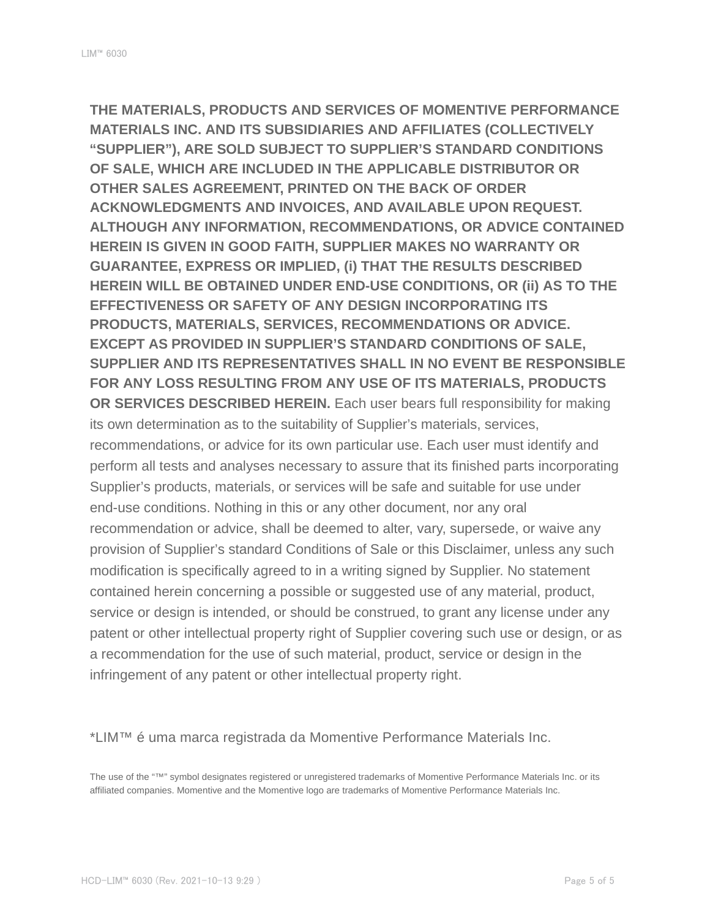**THE MATERIALS, PRODUCTS AND SERVICES OF MOMENTIVE PERFORMANCE MATERIALS INC. AND ITS SUBSIDIARIES AND AFFILIATES (COLLECTIVELY "SUPPLIER"), ARE SOLD SUBJECT TO SUPPLIER'S STANDARD CONDITIONS OF SALE, WHICH ARE INCLUDED IN THE APPLICABLE DISTRIBUTOR OR OTHER SALES AGREEMENT, PRINTED ON THE BACK OF ORDER ACKNOWLEDGMENTS AND INVOICES, AND AVAILABLE UPON REQUEST. ALTHOUGH ANY INFORMATION, RECOMMENDATIONS, OR ADVICE CONTAINED HEREIN IS GIVEN IN GOOD FAITH, SUPPLIER MAKES NO WARRANTY OR GUARANTEE, EXPRESS OR IMPLIED, (i) THAT THE RESULTS DESCRIBED HEREIN WILL BE OBTAINED UNDER END-USE CONDITIONS, OR (ii) AS TO THE EFFECTIVENESS OR SAFETY OF ANY DESIGN INCORPORATING ITS PRODUCTS, MATERIALS, SERVICES, RECOMMENDATIONS OR ADVICE. EXCEPT AS PROVIDED IN SUPPLIER'S STANDARD CONDITIONS OF SALE, SUPPLIER AND ITS REPRESENTATIVES SHALL IN NO EVENT BE RESPONSIBLE FOR ANY LOSS RESULTING FROM ANY USE OF ITS MATERIALS, PRODUCTS OR SERVICES DESCRIBED HEREIN.** Each user bears full responsibility for making its own determination as to the suitability of Supplier's materials, services, recommendations, or advice for its own particular use. Each user must identify and perform all tests and analyses necessary to assure that its finished parts incorporating Supplier's products, materials, or services will be safe and suitable for use under end-use conditions. Nothing in this or any other document, nor any oral recommendation or advice, shall be deemed to alter, vary, supersede, or waive any provision of Supplier's standard Conditions of Sale or this Disclaimer, unless any such modification is specifically agreed to in a writing signed by Supplier. No statement contained herein concerning a possible or suggested use of any material, product, service or design is intended, or should be construed, to grant any license under any patent or other intellectual property right of Supplier covering such use or design, or as a recommendation for the use of such material, product, service or design in the infringement of any patent or other intellectual property right.

*LIM™ é uma marca registrada da Momentive Performance Materials Inc.

The use of the "™" symbol designates registered or unregistered trademarks of Momentive Performance Materials Inc. or its affiliated companies. Momentive and the Momentive logo are trademarks of Momentive Performance Materials Inc.